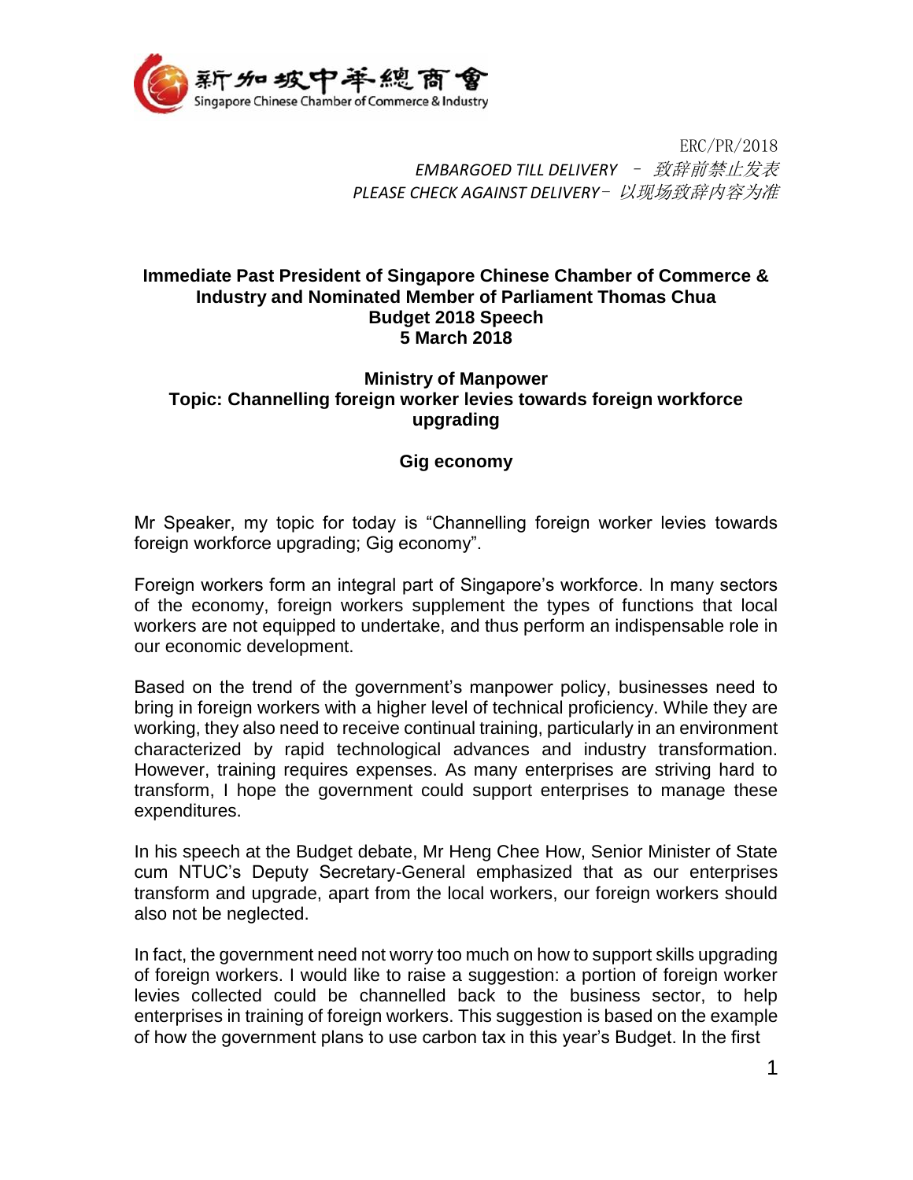新加坡中華總商會
Singapore Chinese Chamber of Commerce & Industry

ERC/PR/2018
*EMBARGOED TILL DELIVERY – 致辞前禁止发表*
*PLEASE CHECK AGAINST DELIVERY– 以现场致辞内容为准*

**Immediate Past President of Singapore Chinese Chamber of Commerce & Industry and Nominated Member of Parliament Thomas Chua**
**Budget 2018 Speech**
**5 March 2018**

**Ministry of Manpower**
**Topic: Channelling foreign worker levies towards foreign workforce upgrading**

**Gig economy**

Mr Speaker, my topic for today is "Channelling foreign worker levies towards foreign workforce upgrading; Gig economy".

Foreign workers form an integral part of Singapore's workforce. In many sectors of the economy, foreign workers supplement the types of functions that local workers are not equipped to undertake, and thus perform an indispensable role in our economic development.

Based on the trend of the government's manpower policy, businesses need to bring in foreign workers with a higher level of technical proficiency. While they are working, they also need to receive continual training, particularly in an environment characterized by rapid technological advances and industry transformation. However, training requires expenses. As many enterprises are striving hard to transform, I hope the government could support enterprises to manage these expenditures.

In his speech at the Budget debate, Mr Heng Chee How, Senior Minister of State cum NTUC's Deputy Secretary-General emphasized that as our enterprises transform and upgrade, apart from the local workers, our foreign workers should also not be neglected.

In fact, the government need not worry too much on how to support skills upgrading of foreign workers. I would like to raise a suggestion: a portion of foreign worker levies collected could be channelled back to the business sector, to help enterprises in training of foreign workers. This suggestion is based on the example of how the government plans to use carbon tax in this year's Budget. In the first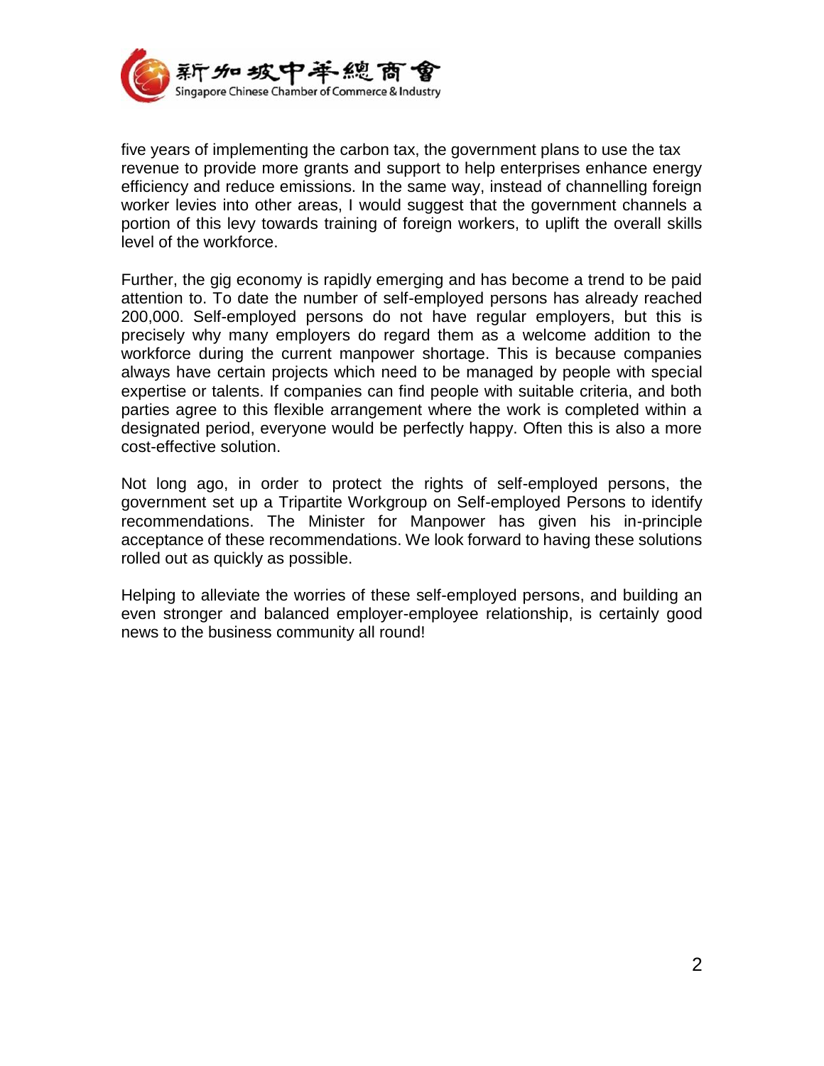five years of implementing the carbon tax, the government plans to use the tax revenue to provide more grants and support to help enterprises enhance energy efficiency and reduce emissions. In the same way, instead of channelling foreign worker levies into other areas, I would suggest that the government channels a portion of this levy towards training of foreign workers, to uplift the overall skills level of the workforce.

Further, the gig economy is rapidly emerging and has become a trend to be paid attention to. To date the number of self-employed persons has already reached 200,000. Self-employed persons do not have regular employers, but this is precisely why many employers do regard them as a welcome addition to the workforce during the current manpower shortage. This is because companies always have certain projects which need to be managed by people with special expertise or talents. If companies can find people with suitable criteria, and both parties agree to this flexible arrangement where the work is completed within a designated period, everyone would be perfectly happy. Often this is also a more cost-effective solution.

Not long ago, in order to protect the rights of self-employed persons, the government set up a Tripartite Workgroup on Self-employed Persons to identify recommendations. The Minister for Manpower has given his in-principle acceptance of these recommendations. We look forward to having these solutions rolled out as quickly as possible.

Helping to alleviate the worries of these self-employed persons, and building an even stronger and balanced employer-employee relationship, is certainly good news to the business community all round!